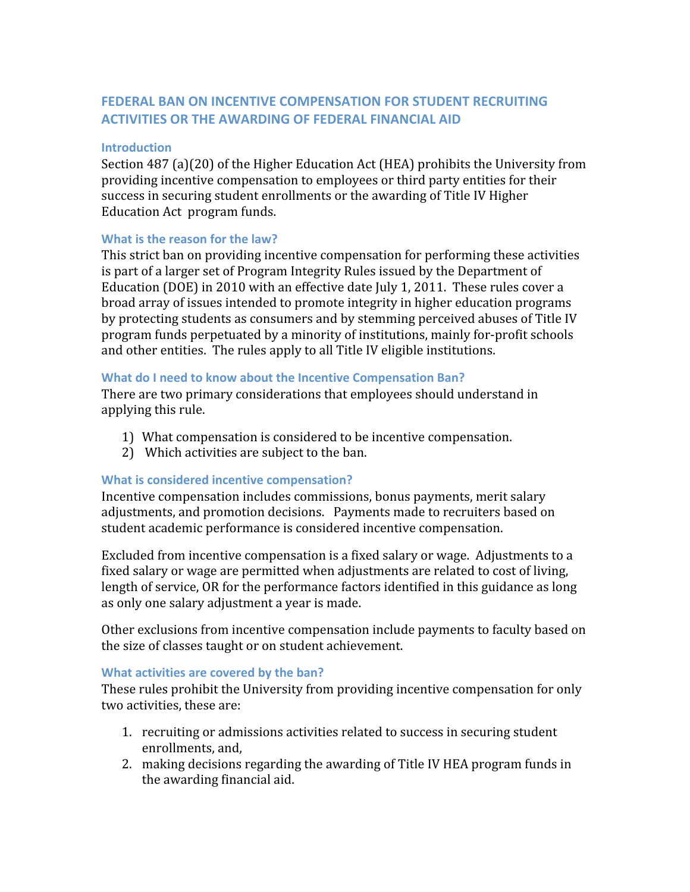# FEDERAL BAN ON INCENTIVE COMPENSATION FOR STUDENT RECRUITING ACTIVITIES OR THE AWARDING OF FEDERAL FINANCIAL AID

## Introduction

Section 487 (a)(20) of the Higher Education Act (HEA) prohibits the University from providing incentive compensation to employees or third party entities for their success in securing student enrollments or the awarding of Title IV Higher Education Act program funds.

## What is the reason for the law?

This strict ban on providing incentive compensation for performing these activities is part of a larger set of Program Integrity Rules issued by the Department of Education (DOE) in 2010 with an effective date July 1, 2011. These rules cover a broad array of issues intended to promote integrity in higher education programs by protecting students as consumers and by stemming perceived abuses of Title IV program funds perpetuated by a minority of institutions, mainly for-profit schools and other entities. The rules apply to all Title IV eligible institutions.

## What do I need to know about the Incentive Compensation Ban?

There are two primary considerations that employees should understand in applying this rule.

1) What compensation is considered to be incentive compensation.
2) Which activities are subject to the ban.

## What is considered incentive compensation?

Incentive compensation includes commissions, bonus payments, merit salary adjustments, and promotion decisions. Payments made to recruiters based on student academic performance is considered incentive compensation.

Excluded from incentive compensation is a fixed salary or wage. Adjustments to a fixed salary or wage are permitted when adjustments are related to cost of living, length of service, OR for the performance factors identified in this guidance as long as only one salary adjustment a year is made.

Other exclusions from incentive compensation include payments to faculty based on the size of classes taught or on student achievement.

## What activities are covered by the ban?

These rules prohibit the University from providing incentive compensation for only two activities, these are:

1. recruiting or admissions activities related to success in securing student enrollments, and,
2. making decisions regarding the awarding of Title IV HEA program funds in the awarding financial aid.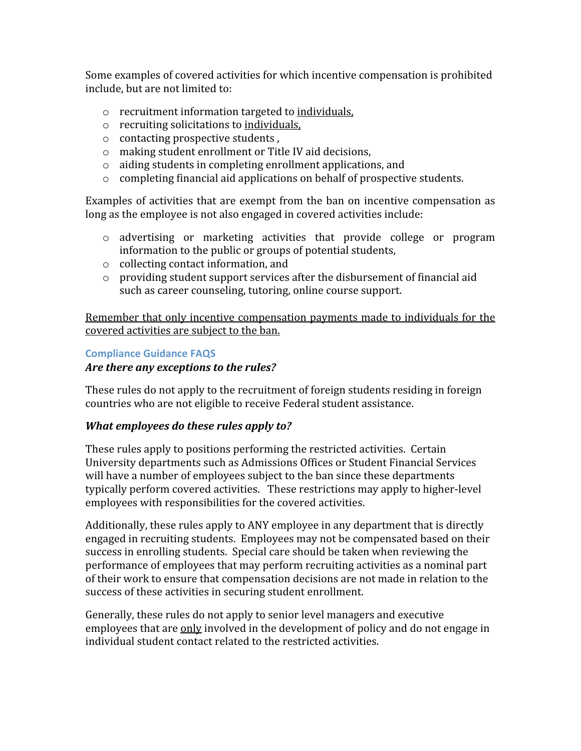Some examples of covered activities for which incentive compensation is prohibited include, but are not limited to:

- recruitment information targeted to <u>individuals,</u>
- recruiting solicitations to <u>individuals,</u>
- contacting prospective students ,
- making student enrollment or Title IV aid decisions,
- aiding students in completing enrollment applications, and
- completing financial aid applications on behalf of prospective students.

Examples of activities that are exempt from the ban on incentive compensation as long as the employee is not also engaged in covered activities include:

- advertising or marketing activities that provide college or program information to the public or groups of potential students,
- collecting contact information, and
- providing student support services after the disbursement of financial aid such as career counseling, tutoring, online course support.

<u>Remember that only incentive compensation payments made to individuals for the covered activities are subject to the ban.</u>

## Compliance Guidance FAQS

### *Are there any exceptions to the rules?*

These rules do not apply to the recruitment of foreign students residing in foreign countries who are not eligible to receive Federal student assistance.

### *What employees do these rules apply to?*

These rules apply to positions performing the restricted activities. Certain University departments such as Admissions Offices or Student Financial Services will have a number of employees subject to the ban since these departments typically perform covered activities. These restrictions may apply to higher-level employees with responsibilities for the covered activities.

Additionally, these rules apply to ANY employee in any department that is directly engaged in recruiting students. Employees may not be compensated based on their success in enrolling students. Special care should be taken when reviewing the performance of employees that may perform recruiting activities as a nominal part of their work to ensure that compensation decisions are not made in relation to the success of these activities in securing student enrollment.

Generally, these rules do not apply to senior level managers and executive employees that are <u>only</u> involved in the development of policy and do not engage in individual student contact related to the restricted activities.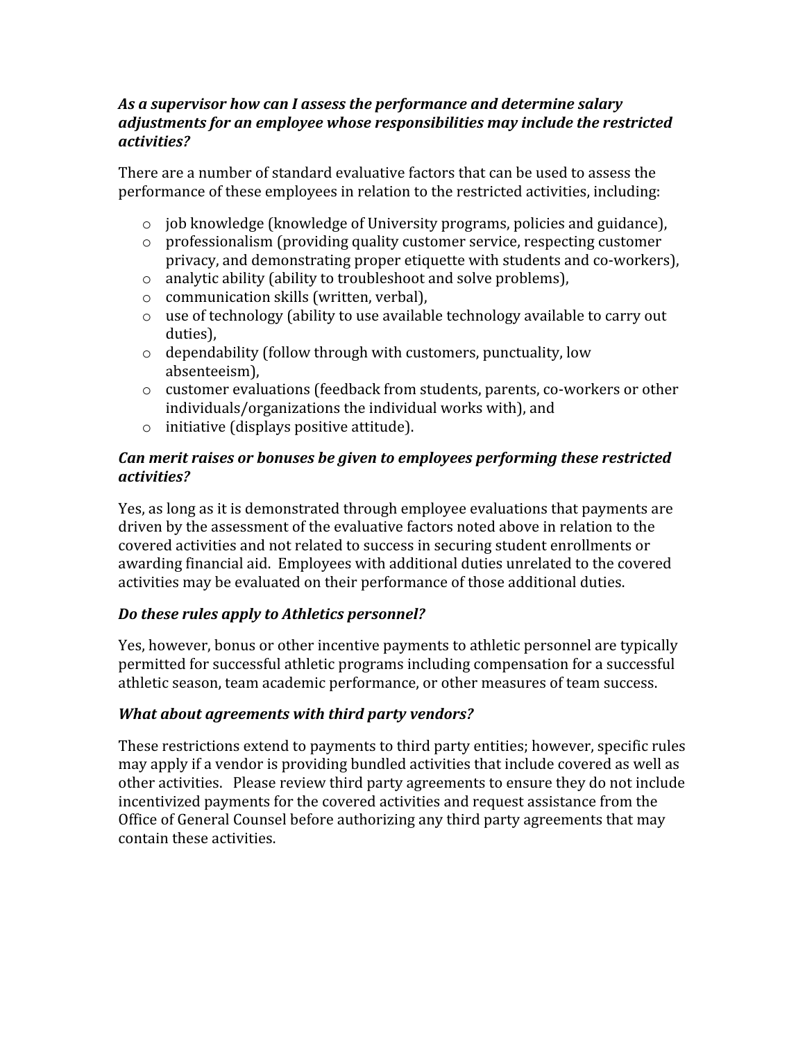***As a supervisor how can I assess the performance and determine salary adjustments for an employee whose responsibilities may include the restricted activities?***

There are a number of standard evaluative factors that can be used to assess the performance of these employees in relation to the restricted activities, including:

- job knowledge (knowledge of University programs, policies and guidance),
- professionalism (providing quality customer service, respecting customer privacy, and demonstrating proper etiquette with students and co-workers),
- analytic ability (ability to troubleshoot and solve problems),
- communication skills (written, verbal),
- use of technology (ability to use available technology available to carry out duties),
- dependability (follow through with customers, punctuality, low absenteeism),
- customer evaluations (feedback from students, parents, co-workers or other individuals/organizations the individual works with), and
- initiative (displays positive attitude).

***Can merit raises or bonuses be given to employees performing these restricted activities?***

Yes, as long as it is demonstrated through employee evaluations that payments are driven by the assessment of the evaluative factors noted above in relation to the covered activities and not related to success in securing student enrollments or awarding financial aid. Employees with additional duties unrelated to the covered activities may be evaluated on their performance of those additional duties.

***Do these rules apply to Athletics personnel?***

Yes, however, bonus or other incentive payments to athletic personnel are typically permitted for successful athletic programs including compensation for a successful athletic season, team academic performance, or other measures of team success.

***What about agreements with third party vendors?***

These restrictions extend to payments to third party entities; however, specific rules may apply if a vendor is providing bundled activities that include covered as well as other activities. Please review third party agreements to ensure they do not include incentivized payments for the covered activities and request assistance from the Office of General Counsel before authorizing any third party agreements that may contain these activities.